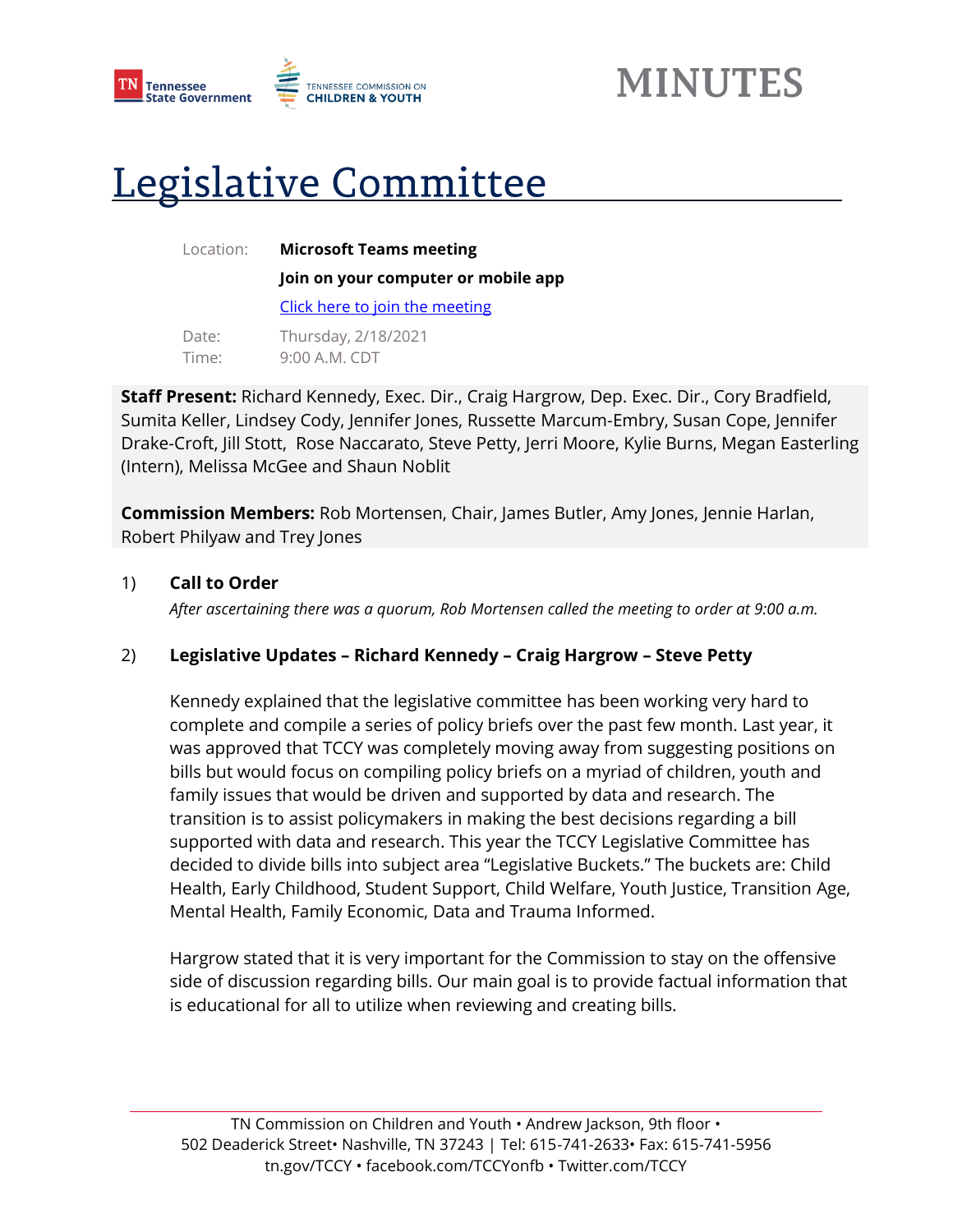# MINUTES

# Legislative Committee

Location: **Microsoft Teams meeting**

**Join on your computer or mobile app**

[Click here to join the meeting]

Date: Thursday, 2/18/2021

Time: 9:00 A.M. CDT

**Staff Present:** Richard Kennedy, Exec. Dir., Craig Hargrow, Dep. Exec. Dir., Cory Bradfield, Sumita Keller, Lindsey Cody, Jennifer Jones, Russette Marcum-Embry, Susan Cope, Jennifer Drake-Croft, Jill Stott, Rose Naccarato, Steve Petty, Jerri Moore, Kylie Burns, Megan Easterling (Intern), Melissa McGee and Shaun Noblit

**Commission Members:** Rob Mortensen, Chair, James Butler, Amy Jones, Jennie Harlan, Robert Philyaw and Trey Jones

1) **Call to Order**

   *After ascertaining there was a quorum, Rob Mortensen called the meeting to order at 9:00 a.m.*

2) **Legislative Updates – Richard Kennedy – Craig Hargrow – Steve Petty**

   Kennedy explained that the legislative committee has been working very hard to complete and compile a series of policy briefs over the past few month. Last year, it was approved that TCCY was completely moving away from suggesting positions on bills but would focus on compiling policy briefs on a myriad of children, youth and family issues that would be driven and supported by data and research. The transition is to assist policymakers in making the best decisions regarding a bill supported with data and research. This year the TCCY Legislative Committee has decided to divide bills into subject area "Legislative Buckets." The buckets are: Child Health, Early Childhood, Student Support, Child Welfare, Youth Justice, Transition Age, Mental Health, Family Economic, Data and Trauma Informed.

   Hargrow stated that it is very important for the Commission to stay on the offensive side of discussion regarding bills. Our main goal is to provide factual information that is educational for all to utilize when reviewing and creating bills.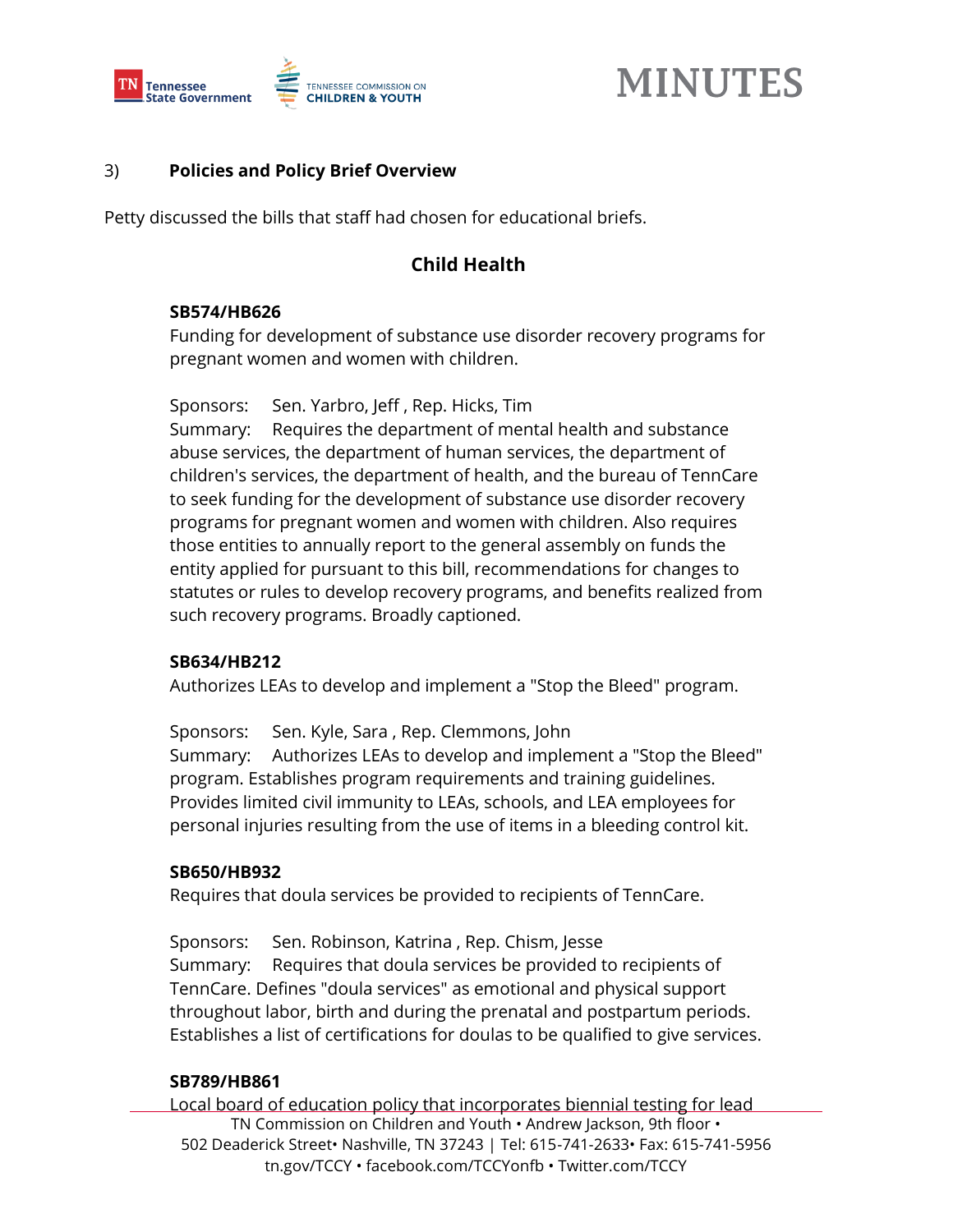3) **Policies and Policy Brief Overview**

Petty discussed the bills that staff had chosen for educational briefs.

## Child Health

**SB574/HB626**
Funding for development of substance use disorder recovery programs for pregnant women and women with children.

Sponsors: Sen. Yarbro, Jeff , Rep. Hicks, Tim
Summary: Requires the department of mental health and substance abuse services, the department of human services, the department of children's services, the department of health, and the bureau of TennCare to seek funding for the development of substance use disorder recovery programs for pregnant women and women with children. Also requires those entities to annually report to the general assembly on funds the entity applied for pursuant to this bill, recommendations for changes to statutes or rules to develop recovery programs, and benefits realized from such recovery programs. Broadly captioned.

**SB634/HB212**
Authorizes LEAs to develop and implement a "Stop the Bleed" program.

Sponsors: Sen. Kyle, Sara , Rep. Clemmons, John
Summary: Authorizes LEAs to develop and implement a "Stop the Bleed" program. Establishes program requirements and training guidelines. Provides limited civil immunity to LEAs, schools, and LEA employees for personal injuries resulting from the use of items in a bleeding control kit.

**SB650/HB932**
Requires that doula services be provided to recipients of TennCare.

Sponsors: Sen. Robinson, Katrina , Rep. Chism, Jesse
Summary: Requires that doula services be provided to recipients of TennCare. Defines "doula services" as emotional and physical support throughout labor, birth and during the prenatal and postpartum periods. Establishes a list of certifications for doulas to be qualified to give services.

**SB789/HB861**
Local board of education policy that incorporates biennial testing for lead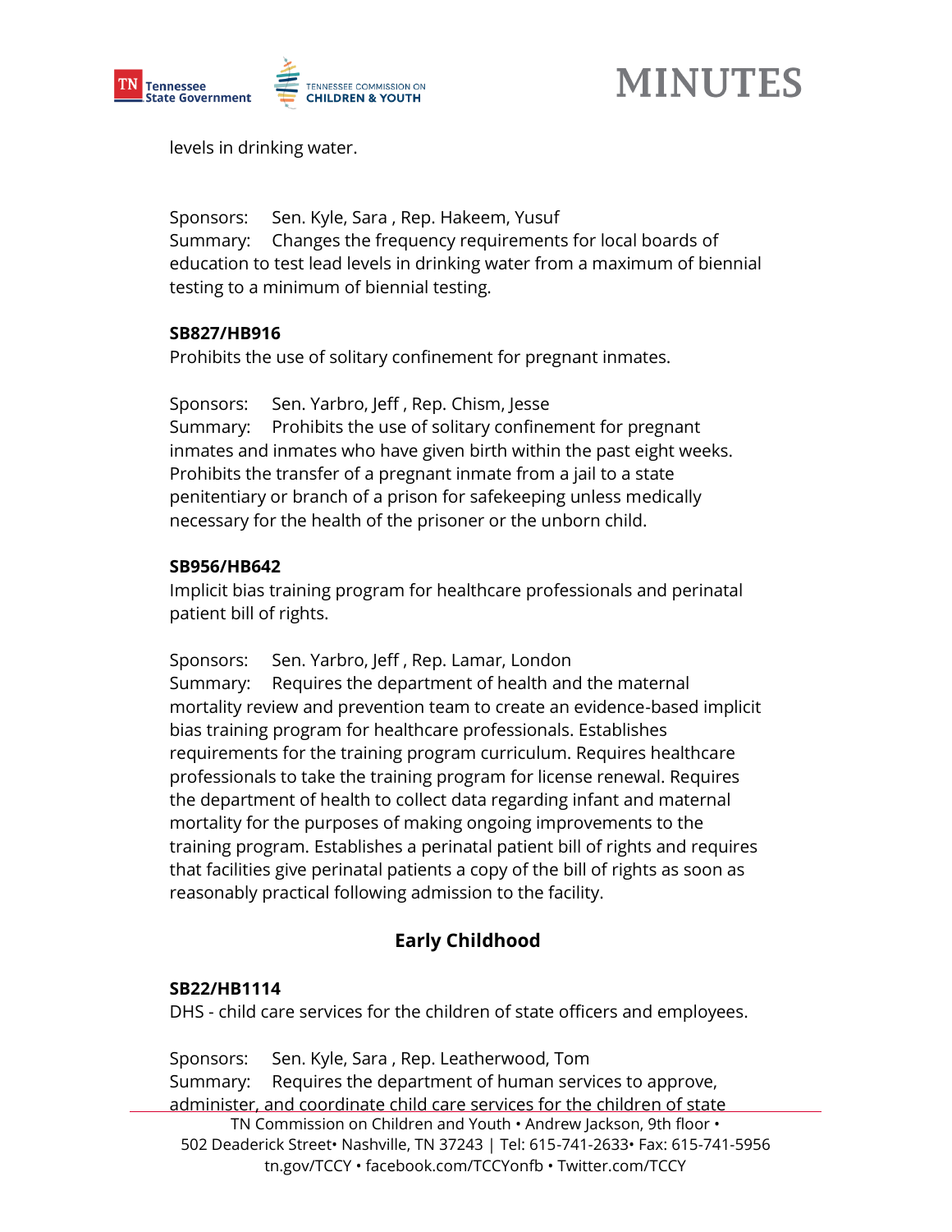levels in drinking water.

Sponsors: Sen. Kyle, Sara , Rep. Hakeem, Yusuf
Summary: Changes the frequency requirements for local boards of education to test lead levels in drinking water from a maximum of biennial testing to a minimum of biennial testing.

**SB827/HB916**
Prohibits the use of solitary confinement for pregnant inmates.

Sponsors: Sen. Yarbro, Jeff , Rep. Chism, Jesse
Summary: Prohibits the use of solitary confinement for pregnant inmates and inmates who have given birth within the past eight weeks. Prohibits the transfer of a pregnant inmate from a jail to a state penitentiary or branch of a prison for safekeeping unless medically necessary for the health of the prisoner or the unborn child.

**SB956/HB642**
Implicit bias training program for healthcare professionals and perinatal patient bill of rights.

Sponsors: Sen. Yarbro, Jeff , Rep. Lamar, London
Summary: Requires the department of health and the maternal mortality review and prevention team to create an evidence-based implicit bias training program for healthcare professionals. Establishes requirements for the training program curriculum. Requires healthcare professionals to take the training program for license renewal. Requires the department of health to collect data regarding infant and maternal mortality for the purposes of making ongoing improvements to the training program. Establishes a perinatal patient bill of rights and requires that facilities give perinatal patients a copy of the bill of rights as soon as reasonably practical following admission to the facility.

## Early Childhood

**SB22/HB1114**
DHS - child care services for the children of state officers and employees.

Sponsors: Sen. Kyle, Sara , Rep. Leatherwood, Tom
Summary: Requires the department of human services to approve, administer, and coordinate child care services for the children of state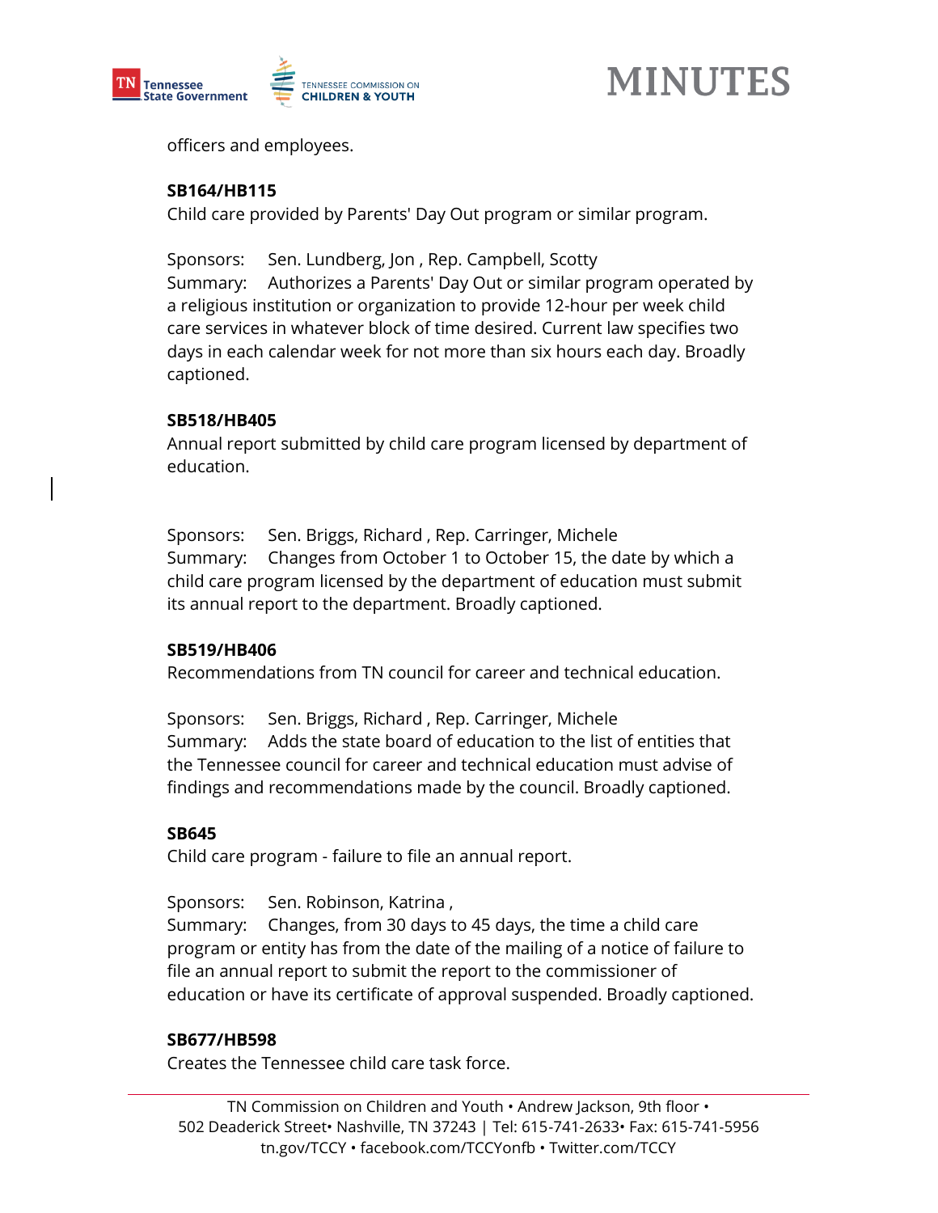officers and employees.

**SB164/HB115**

Child care provided by Parents' Day Out program or similar program.

Sponsors: Sen. Lundberg, Jon , Rep. Campbell, Scotty

Summary: Authorizes a Parents' Day Out or similar program operated by a religious institution or organization to provide 12-hour per week child care services in whatever block of time desired. Current law specifies two days in each calendar week for not more than six hours each day. Broadly captioned.

**SB518/HB405**

Annual report submitted by child care program licensed by department of education.

Sponsors: Sen. Briggs, Richard , Rep. Carringer, Michele

Summary: Changes from October 1 to October 15, the date by which a child care program licensed by the department of education must submit its annual report to the department. Broadly captioned.

**SB519/HB406**

Recommendations from TN council for career and technical education.

Sponsors: Sen. Briggs, Richard , Rep. Carringer, Michele

Summary: Adds the state board of education to the list of entities that the Tennessee council for career and technical education must advise of findings and recommendations made by the council. Broadly captioned.

**SB645**

Child care program - failure to file an annual report.

Sponsors: Sen. Robinson, Katrina ,

Summary: Changes, from 30 days to 45 days, the time a child care program or entity has from the date of the mailing of a notice of failure to file an annual report to submit the report to the commissioner of education or have its certificate of approval suspended. Broadly captioned.

**SB677/HB598**

Creates the Tennessee child care task force.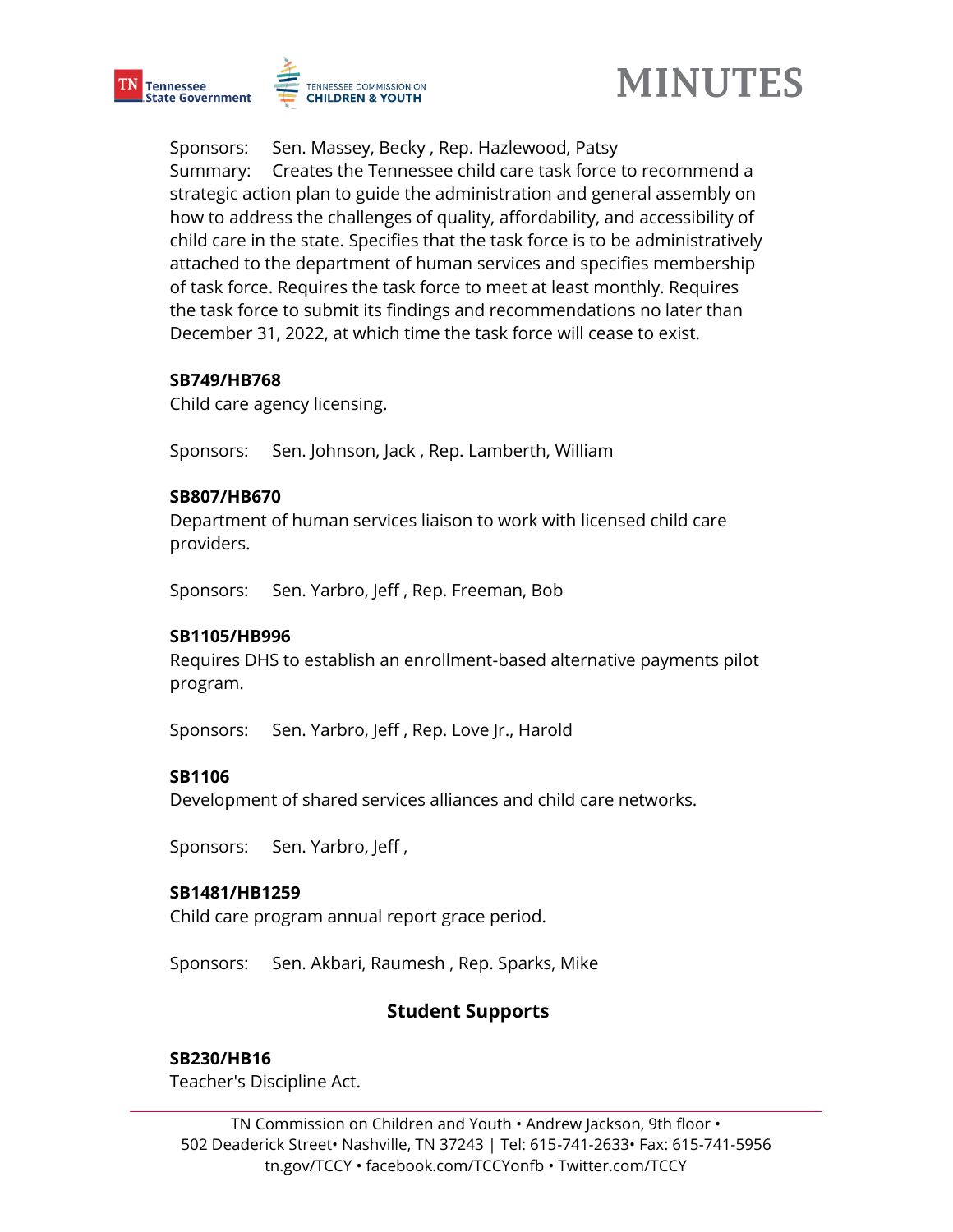Sponsors: Sen. Massey, Becky , Rep. Hazlewood, Patsy

Summary: Creates the Tennessee child care task force to recommend a strategic action plan to guide the administration and general assembly on how to address the challenges of quality, affordability, and accessibility of child care in the state. Specifies that the task force is to be administratively attached to the department of human services and specifies membership of task force. Requires the task force to meet at least monthly. Requires the task force to submit its findings and recommendations no later than December 31, 2022, at which time the task force will cease to exist.

**SB749/HB768**

Child care agency licensing.

Sponsors: Sen. Johnson, Jack , Rep. Lamberth, William

**SB807/HB670**

Department of human services liaison to work with licensed child care providers.

Sponsors: Sen. Yarbro, Jeff , Rep. Freeman, Bob

**SB1105/HB996**

Requires DHS to establish an enrollment-based alternative payments pilot program.

Sponsors: Sen. Yarbro, Jeff , Rep. Love Jr., Harold

**SB1106**

Development of shared services alliances and child care networks.

Sponsors: Sen. Yarbro, Jeff ,

**SB1481/HB1259**

Child care program annual report grace period.

Sponsors: Sen. Akbari, Raumesh , Rep. Sparks, Mike

## Student Supports

**SB230/HB16**

Teacher's Discipline Act.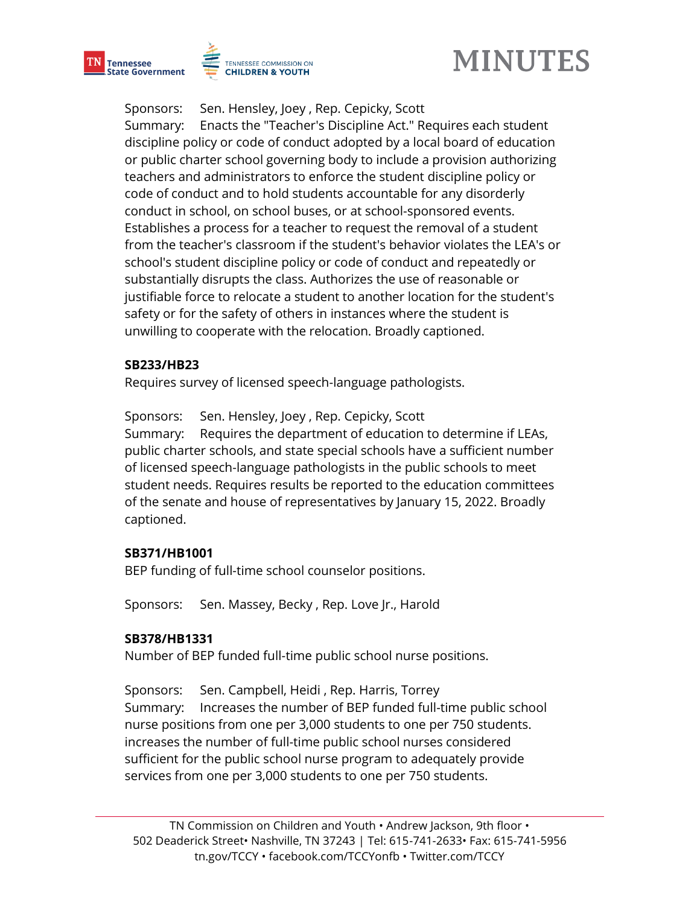Sponsors: Sen. Hensley, Joey , Rep. Cepicky, Scott
Summary: Enacts the "Teacher's Discipline Act." Requires each student discipline policy or code of conduct adopted by a local board of education or public charter school governing body to include a provision authorizing teachers and administrators to enforce the student discipline policy or code of conduct and to hold students accountable for any disorderly conduct in school, on school buses, or at school-sponsored events. Establishes a process for a teacher to request the removal of a student from the teacher's classroom if the student's behavior violates the LEA's or school's student discipline policy or code of conduct and repeatedly or substantially disrupts the class. Authorizes the use of reasonable or justifiable force to relocate a student to another location for the student's safety or for the safety of others in instances where the student is unwilling to cooperate with the relocation. Broadly captioned.

**SB233/HB23**
Requires survey of licensed speech-language pathologists.

Sponsors: Sen. Hensley, Joey , Rep. Cepicky, Scott
Summary: Requires the department of education to determine if LEAs, public charter schools, and state special schools have a sufficient number of licensed speech-language pathologists in the public schools to meet student needs. Requires results be reported to the education committees of the senate and house of representatives by January 15, 2022. Broadly captioned.

**SB371/HB1001**
BEP funding of full-time school counselor positions.

Sponsors: Sen. Massey, Becky , Rep. Love Jr., Harold

**SB378/HB1331**
Number of BEP funded full-time public school nurse positions.

Sponsors: Sen. Campbell, Heidi , Rep. Harris, Torrey
Summary: Increases the number of BEP funded full-time public school nurse positions from one per 3,000 students to one per 750 students. increases the number of full-time public school nurses considered sufficient for the public school nurse program to adequately provide services from one per 3,000 students to one per 750 students.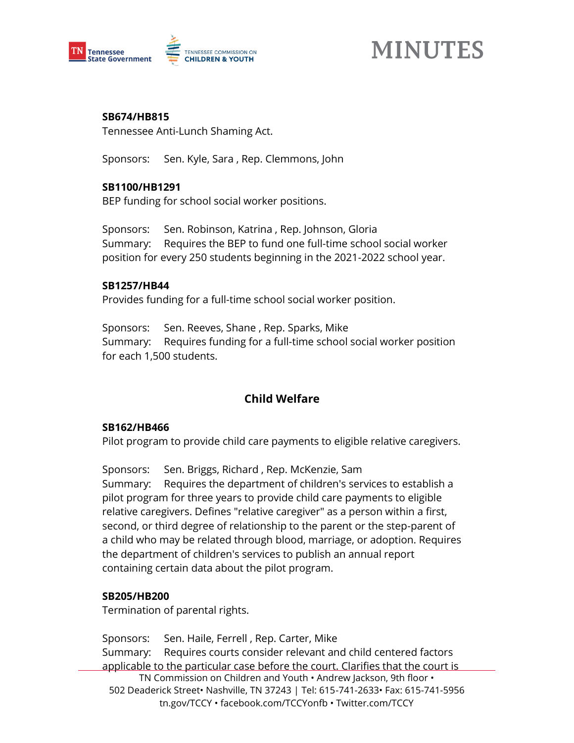**SB674/HB815**
Tennessee Anti-Lunch Shaming Act.

Sponsors: Sen. Kyle, Sara , Rep. Clemmons, John

**SB1100/HB1291**
BEP funding for school social worker positions.

Sponsors: Sen. Robinson, Katrina , Rep. Johnson, Gloria
Summary: Requires the BEP to fund one full-time school social worker position for every 250 students beginning in the 2021-2022 school year.

**SB1257/HB44**
Provides funding for a full-time school social worker position.

Sponsors: Sen. Reeves, Shane , Rep. Sparks, Mike
Summary: Requires funding for a full-time school social worker position for each 1,500 students.

## Child Welfare

**SB162/HB466**
Pilot program to provide child care payments to eligible relative caregivers.

Sponsors: Sen. Briggs, Richard , Rep. McKenzie, Sam
Summary: Requires the department of children's services to establish a pilot program for three years to provide child care payments to eligible relative caregivers. Defines "relative caregiver" as a person within a first, second, or third degree of relationship to the parent or the step-parent of a child who may be related through blood, marriage, or adoption. Requires the department of children's services to publish an annual report containing certain data about the pilot program.

**SB205/HB200**
Termination of parental rights.

Sponsors: Sen. Haile, Ferrell , Rep. Carter, Mike
Summary: Requires courts consider relevant and child centered factors applicable to the particular case before the court. Clarifies that the court is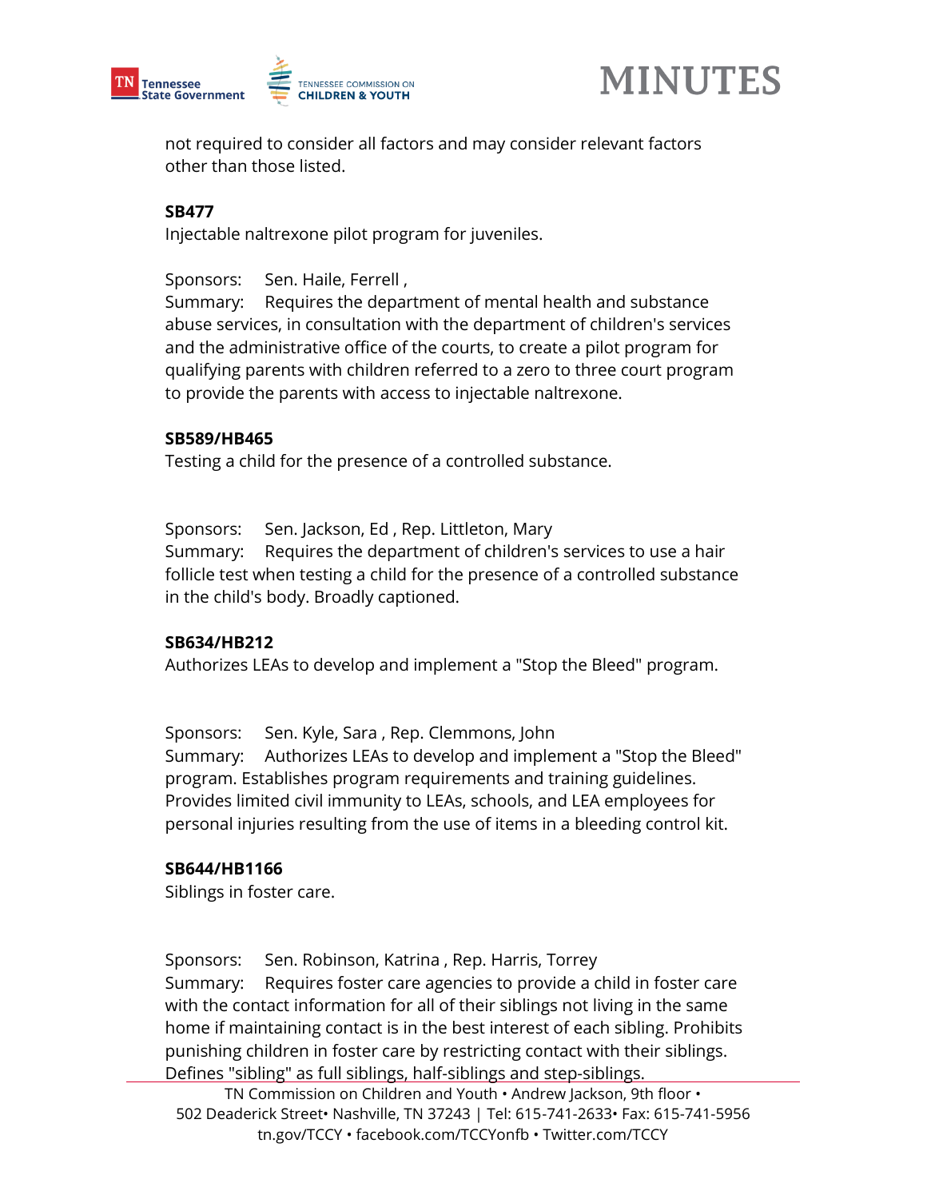not required to consider all factors and may consider relevant factors other than those listed.

**SB477**
Injectable naltrexone pilot program for juveniles.

Sponsors: Sen. Haile, Ferrell ,
Summary: Requires the department of mental health and substance abuse services, in consultation with the department of children's services and the administrative office of the courts, to create a pilot program for qualifying parents with children referred to a zero to three court program to provide the parents with access to injectable naltrexone.

**SB589/HB465**
Testing a child for the presence of a controlled substance.

Sponsors: Sen. Jackson, Ed , Rep. Littleton, Mary
Summary: Requires the department of children's services to use a hair follicle test when testing a child for the presence of a controlled substance in the child's body. Broadly captioned.

**SB634/HB212**
Authorizes LEAs to develop and implement a "Stop the Bleed" program.

Sponsors: Sen. Kyle, Sara , Rep. Clemmons, John
Summary: Authorizes LEAs to develop and implement a "Stop the Bleed" program. Establishes program requirements and training guidelines. Provides limited civil immunity to LEAs, schools, and LEA employees for personal injuries resulting from the use of items in a bleeding control kit.

**SB644/HB1166**
Siblings in foster care.

Sponsors: Sen. Robinson, Katrina , Rep. Harris, Torrey
Summary: Requires foster care agencies to provide a child in foster care with the contact information for all of their siblings not living in the same home if maintaining contact is in the best interest of each sibling. Prohibits punishing children in foster care by restricting contact with their siblings. Defines "sibling" as full siblings, half-siblings and step-siblings.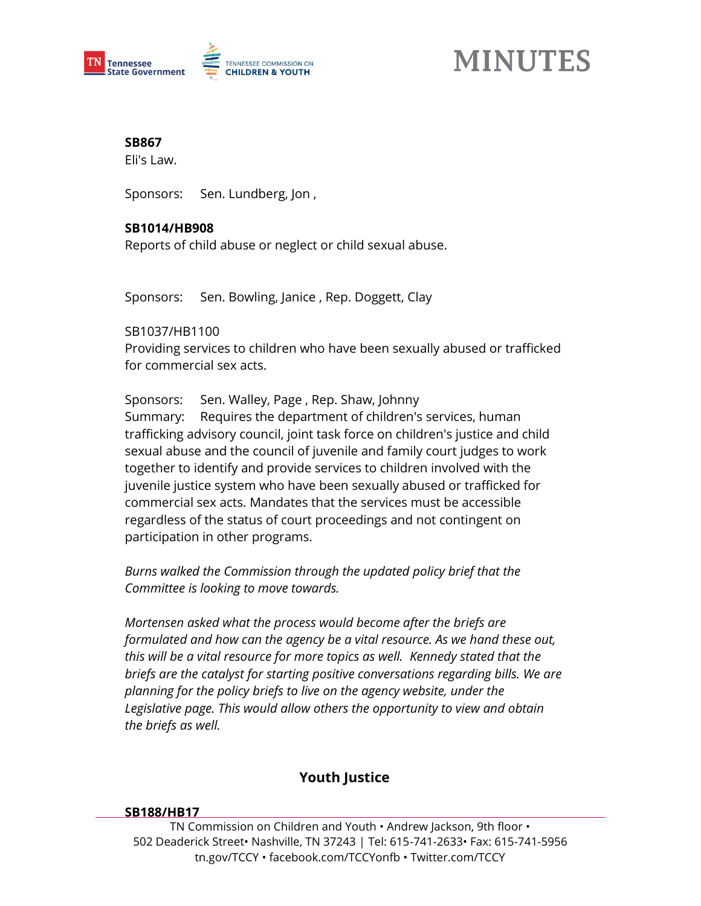**SB867**
Eli's Law.

Sponsors: Sen. Lundberg, Jon ,

**SB1014/HB908**
Reports of child abuse or neglect or child sexual abuse.

Sponsors: Sen. Bowling, Janice , Rep. Doggett, Clay

SB1037/HB1100
Providing services to children who have been sexually abused or trafficked for commercial sex acts.

Sponsors: Sen. Walley, Page , Rep. Shaw, Johnny
Summary: Requires the department of children's services, human trafficking advisory council, joint task force on children's justice and child sexual abuse and the council of juvenile and family court judges to work together to identify and provide services to children involved with the juvenile justice system who have been sexually abused or trafficked for commercial sex acts. Mandates that the services must be accessible regardless of the status of court proceedings and not contingent on participation in other programs.

*Burns walked the Commission through the updated policy brief that the Committee is looking to move towards.*

*Mortensen asked what the process would become after the briefs are formulated and how can the agency be a vital resource. As we hand these out, this will be a vital resource for more topics as well. Kennedy stated that the briefs are the catalyst for starting positive conversations regarding bills. We are planning for the policy briefs to live on the agency website, under the Legislative page. This would allow others the opportunity to view and obtain the briefs as well.*

## Youth Justice

**SB188/HB17**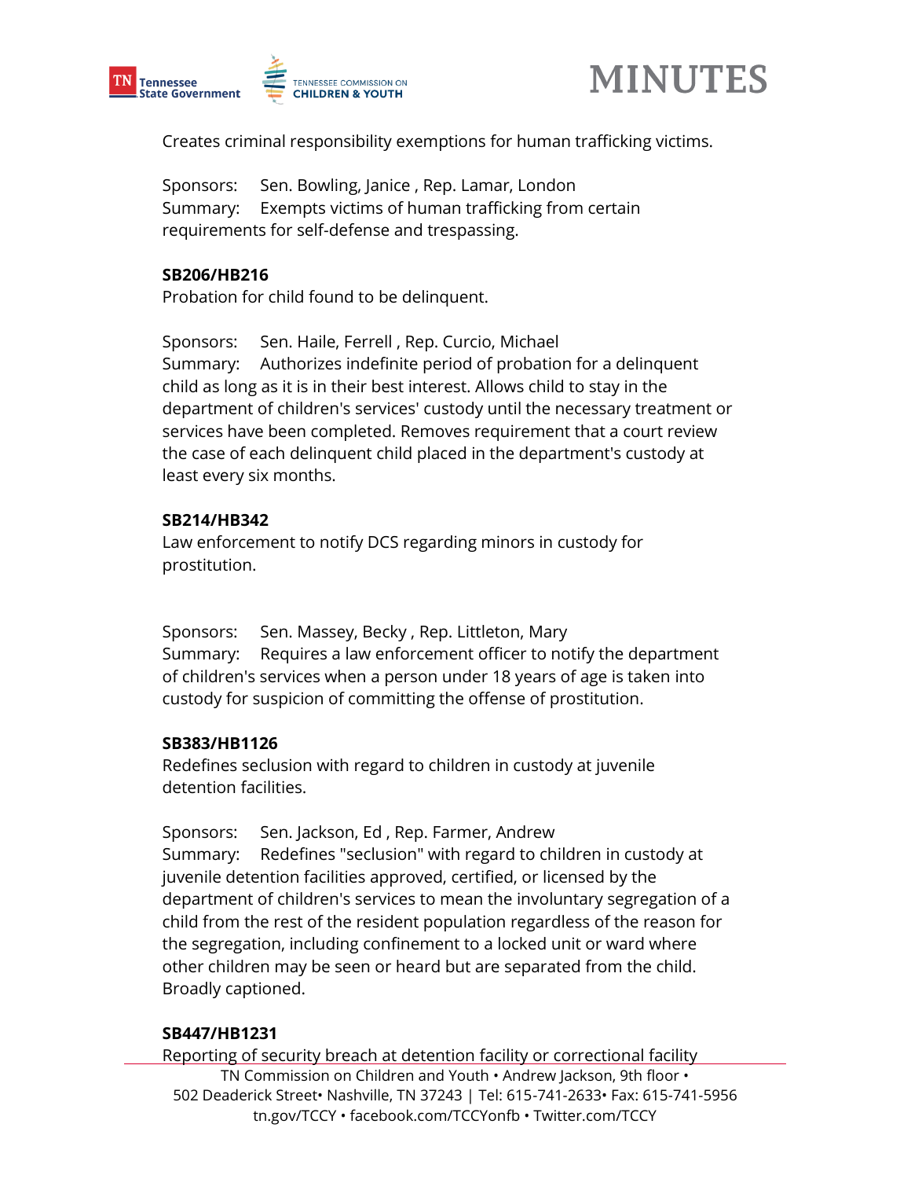Creates criminal responsibility exemptions for human trafficking victims.

Sponsors: Sen. Bowling, Janice , Rep. Lamar, London
Summary: Exempts victims of human trafficking from certain requirements for self-defense and trespassing.

**SB206/HB216**
Probation for child found to be delinquent.

Sponsors: Sen. Haile, Ferrell , Rep. Curcio, Michael
Summary: Authorizes indefinite period of probation for a delinquent child as long as it is in their best interest. Allows child to stay in the department of children's services' custody until the necessary treatment or services have been completed. Removes requirement that a court review the case of each delinquent child placed in the department's custody at least every six months.

**SB214/HB342**
Law enforcement to notify DCS regarding minors in custody for prostitution.

Sponsors: Sen. Massey, Becky , Rep. Littleton, Mary
Summary: Requires a law enforcement officer to notify the department of children's services when a person under 18 years of age is taken into custody for suspicion of committing the offense of prostitution.

**SB383/HB1126**
Redefines seclusion with regard to children in custody at juvenile detention facilities.

Sponsors: Sen. Jackson, Ed , Rep. Farmer, Andrew
Summary: Redefines "seclusion" with regard to children in custody at juvenile detention facilities approved, certified, or licensed by the department of children's services to mean the involuntary segregation of a child from the rest of the resident population regardless of the reason for the segregation, including confinement to a locked unit or ward where other children may be seen or heard but are separated from the child. Broadly captioned.

**SB447/HB1231**
Reporting of security breach at detention facility or correctional facility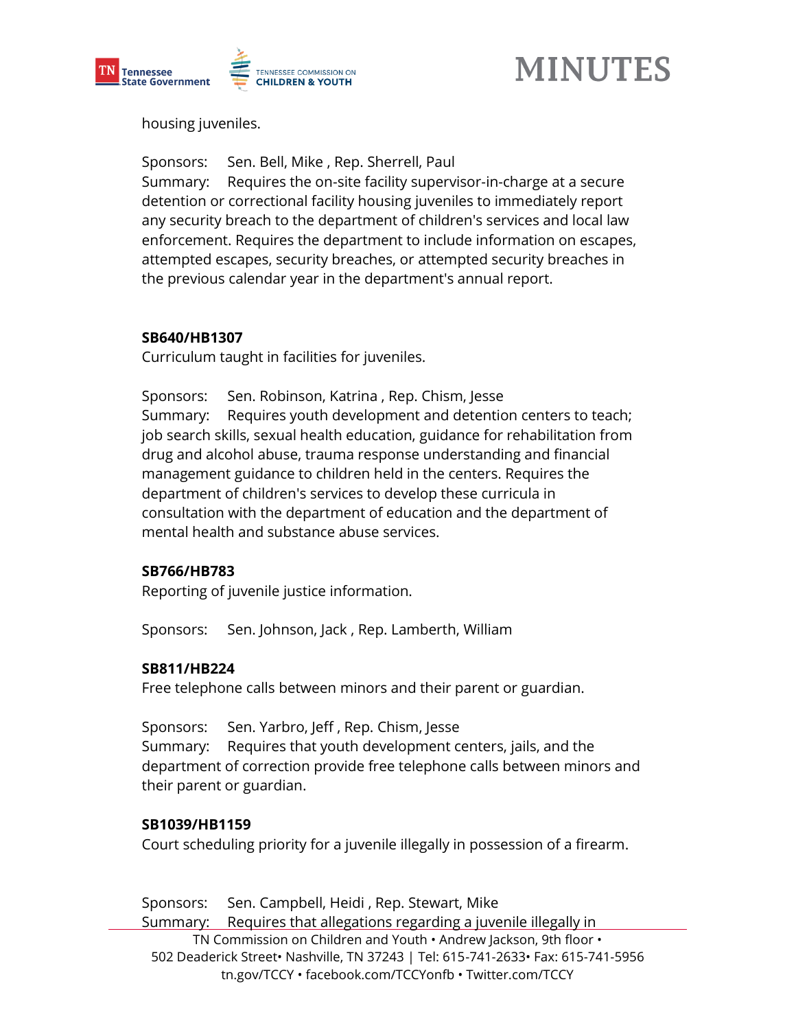housing juveniles.

Sponsors: Sen. Bell, Mike , Rep. Sherrell, Paul
Summary: Requires the on-site facility supervisor-in-charge at a secure detention or correctional facility housing juveniles to immediately report any security breach to the department of children's services and local law enforcement. Requires the department to include information on escapes, attempted escapes, security breaches, or attempted security breaches in the previous calendar year in the department's annual report.

**SB640/HB1307**
Curriculum taught in facilities for juveniles.

Sponsors: Sen. Robinson, Katrina , Rep. Chism, Jesse
Summary: Requires youth development and detention centers to teach; job search skills, sexual health education, guidance for rehabilitation from drug and alcohol abuse, trauma response understanding and financial management guidance to children held in the centers. Requires the department of children's services to develop these curricula in consultation with the department of education and the department of mental health and substance abuse services.

**SB766/HB783**
Reporting of juvenile justice information.

Sponsors: Sen. Johnson, Jack , Rep. Lamberth, William

**SB811/HB224**
Free telephone calls between minors and their parent or guardian.

Sponsors: Sen. Yarbro, Jeff , Rep. Chism, Jesse
Summary: Requires that youth development centers, jails, and the department of correction provide free telephone calls between minors and their parent or guardian.

**SB1039/HB1159**
Court scheduling priority for a juvenile illegally in possession of a firearm.

Sponsors: Sen. Campbell, Heidi , Rep. Stewart, Mike
Summary: Requires that allegations regarding a juvenile illegally in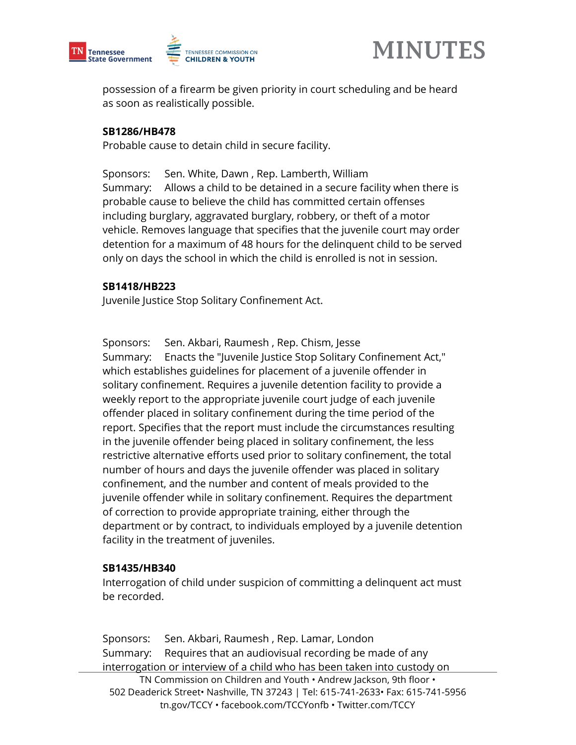possession of a firearm be given priority in court scheduling and be heard as soon as realistically possible.

**SB1286/HB478**

Probable cause to detain child in secure facility.

Sponsors: Sen. White, Dawn , Rep. Lamberth, William

Summary: Allows a child to be detained in a secure facility when there is probable cause to believe the child has committed certain offenses including burglary, aggravated burglary, robbery, or theft of a motor vehicle. Removes language that specifies that the juvenile court may order detention for a maximum of 48 hours for the delinquent child to be served only on days the school in which the child is enrolled is not in session.

**SB1418/HB223**

Juvenile Justice Stop Solitary Confinement Act.

Sponsors: Sen. Akbari, Raumesh , Rep. Chism, Jesse

Summary: Enacts the "Juvenile Justice Stop Solitary Confinement Act," which establishes guidelines for placement of a juvenile offender in solitary confinement. Requires a juvenile detention facility to provide a weekly report to the appropriate juvenile court judge of each juvenile offender placed in solitary confinement during the time period of the report. Specifies that the report must include the circumstances resulting in the juvenile offender being placed in solitary confinement, the less restrictive alternative efforts used prior to solitary confinement, the total number of hours and days the juvenile offender was placed in solitary confinement, and the number and content of meals provided to the juvenile offender while in solitary confinement. Requires the department of correction to provide appropriate training, either through the department or by contract, to individuals employed by a juvenile detention facility in the treatment of juveniles.

**SB1435/HB340**

Interrogation of child under suspicion of committing a delinquent act must be recorded.

Sponsors: Sen. Akbari, Raumesh , Rep. Lamar, London

Summary: Requires that an audiovisual recording be made of any interrogation or interview of a child who has been taken into custody on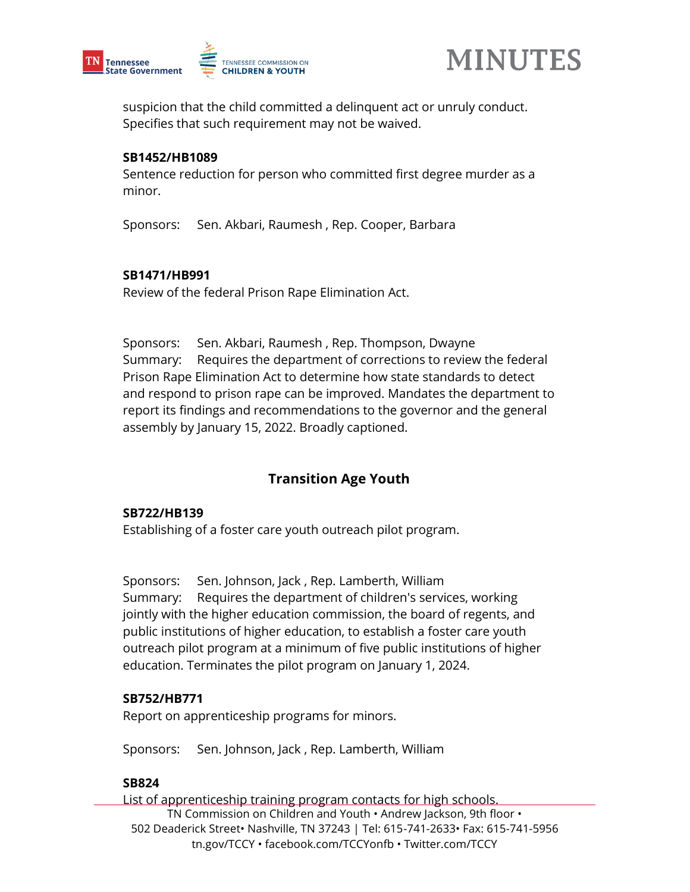suspicion that the child committed a delinquent act or unruly conduct. Specifies that such requirement may not be waived.

**SB1452/HB1089**
Sentence reduction for person who committed first degree murder as a minor.

Sponsors: Sen. Akbari, Raumesh , Rep. Cooper, Barbara

**SB1471/HB991**
Review of the federal Prison Rape Elimination Act.

Sponsors: Sen. Akbari, Raumesh , Rep. Thompson, Dwayne
Summary: Requires the department of corrections to review the federal Prison Rape Elimination Act to determine how state standards to detect and respond to prison rape can be improved. Mandates the department to report its findings and recommendations to the governor and the general assembly by January 15, 2022. Broadly captioned.

## Transition Age Youth

**SB722/HB139**
Establishing of a foster care youth outreach pilot program.

Sponsors: Sen. Johnson, Jack , Rep. Lamberth, William
Summary: Requires the department of children's services, working jointly with the higher education commission, the board of regents, and public institutions of higher education, to establish a foster care youth outreach pilot program at a minimum of five public institutions of higher education. Terminates the pilot program on January 1, 2024.

**SB752/HB771**
Report on apprenticeship programs for minors.

Sponsors: Sen. Johnson, Jack , Rep. Lamberth, William

**SB824**
List of apprenticeship training program contacts for high schools.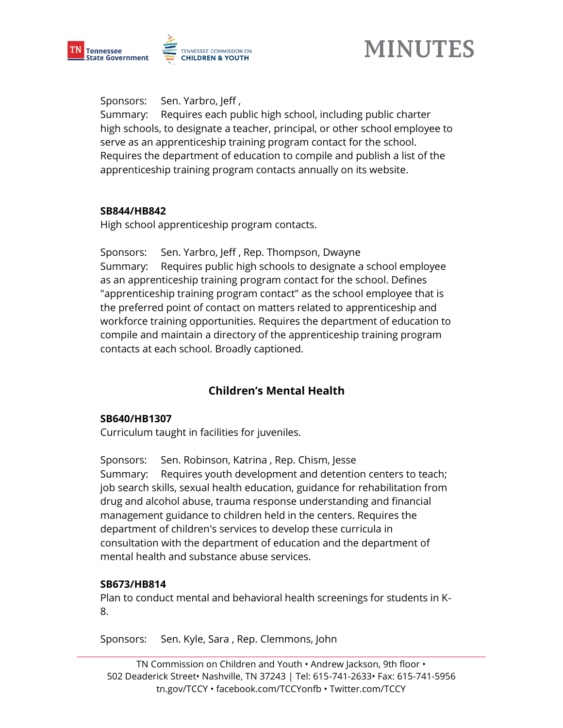Sponsors: Sen. Yarbro, Jeff ,
Summary: Requires each public high school, including public charter high schools, to designate a teacher, principal, or other school employee to serve as an apprenticeship training program contact for the school. Requires the department of education to compile and publish a list of the apprenticeship training program contacts annually on its website.

**SB844/HB842**
High school apprenticeship program contacts.

Sponsors: Sen. Yarbro, Jeff , Rep. Thompson, Dwayne
Summary: Requires public high schools to designate a school employee as an apprenticeship training program contact for the school. Defines "apprenticeship training program contact" as the school employee that is the preferred point of contact on matters related to apprenticeship and workforce training opportunities. Requires the department of education to compile and maintain a directory of the apprenticeship training program contacts at each school. Broadly captioned.

## Children's Mental Health

**SB640/HB1307**
Curriculum taught in facilities for juveniles.

Sponsors: Sen. Robinson, Katrina , Rep. Chism, Jesse
Summary: Requires youth development and detention centers to teach; job search skills, sexual health education, guidance for rehabilitation from drug and alcohol abuse, trauma response understanding and financial management guidance to children held in the centers. Requires the department of children's services to develop these curricula in consultation with the department of education and the department of mental health and substance abuse services.

**SB673/HB814**
Plan to conduct mental and behavioral health screenings for students in K-8.

Sponsors: Sen. Kyle, Sara , Rep. Clemmons, John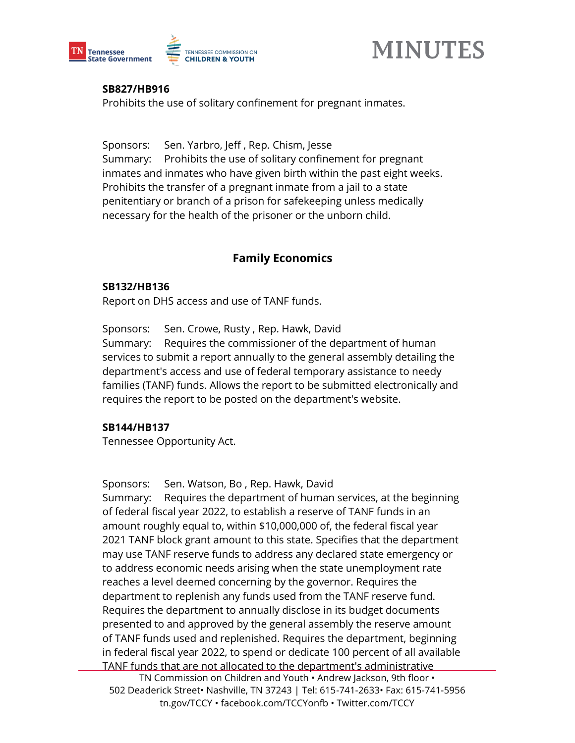**SB827/HB916**
Prohibits the use of solitary confinement for pregnant inmates.

Sponsors: Sen. Yarbro, Jeff , Rep. Chism, Jesse
Summary: Prohibits the use of solitary confinement for pregnant inmates and inmates who have given birth within the past eight weeks. Prohibits the transfer of a pregnant inmate from a jail to a state penitentiary or branch of a prison for safekeeping unless medically necessary for the health of the prisoner or the unborn child.

## Family Economics

**SB132/HB136**
Report on DHS access and use of TANF funds.

Sponsors: Sen. Crowe, Rusty , Rep. Hawk, David
Summary: Requires the commissioner of the department of human services to submit a report annually to the general assembly detailing the department's access and use of federal temporary assistance to needy families (TANF) funds. Allows the report to be submitted electronically and requires the report to be posted on the department's website.

**SB144/HB137**
Tennessee Opportunity Act.

Sponsors: Sen. Watson, Bo , Rep. Hawk, David
Summary: Requires the department of human services, at the beginning of federal fiscal year 2022, to establish a reserve of TANF funds in an amount roughly equal to, within $10,000,000 of, the federal fiscal year 2021 TANF block grant amount to this state. Specifies that the department may use TANF reserve funds to address any declared state emergency or to address economic needs arising when the state unemployment rate reaches a level deemed concerning by the governor. Requires the department to replenish any funds used from the TANF reserve fund. Requires the department to annually disclose in its budget documents presented to and approved by the general assembly the reserve amount of TANF funds used and replenished. Requires the department, beginning in federal fiscal year 2022, to spend or dedicate 100 percent of all available TANF funds that are not allocated to the department's administrative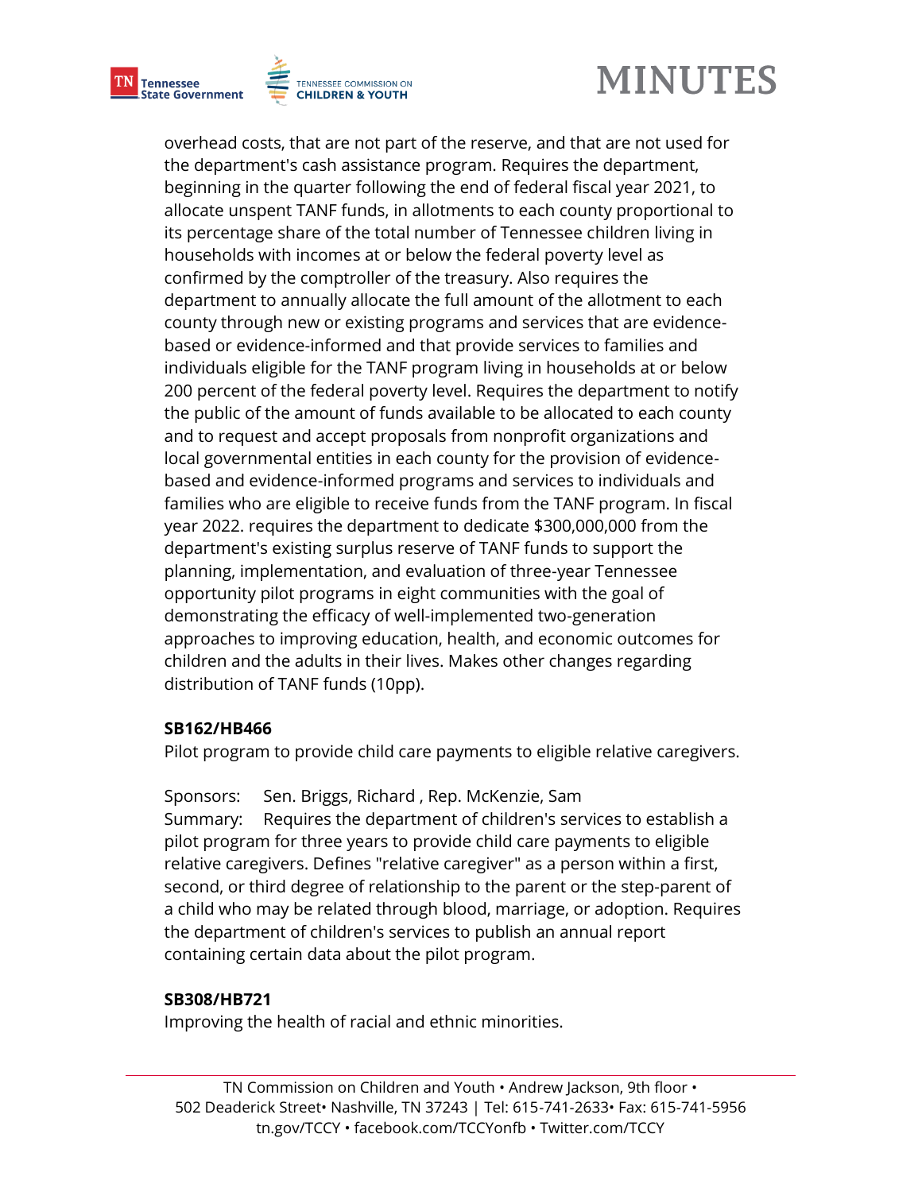overhead costs, that are not part of the reserve, and that are not used for the department's cash assistance program. Requires the department, beginning in the quarter following the end of federal fiscal year 2021, to allocate unspent TANF funds, in allotments to each county proportional to its percentage share of the total number of Tennessee children living in households with incomes at or below the federal poverty level as confirmed by the comptroller of the treasury. Also requires the department to annually allocate the full amount of the allotment to each county through new or existing programs and services that are evidence-based or evidence-informed and that provide services to families and individuals eligible for the TANF program living in households at or below 200 percent of the federal poverty level. Requires the department to notify the public of the amount of funds available to be allocated to each county and to request and accept proposals from nonprofit organizations and local governmental entities in each county for the provision of evidence-based and evidence-informed programs and services to individuals and families who are eligible to receive funds from the TANF program. In fiscal year 2022. requires the department to dedicate $300,000,000 from the department's existing surplus reserve of TANF funds to support the planning, implementation, and evaluation of three-year Tennessee opportunity pilot programs in eight communities with the goal of demonstrating the efficacy of well-implemented two-generation approaches to improving education, health, and economic outcomes for children and the adults in their lives. Makes other changes regarding distribution of TANF funds (10pp).

**SB162/HB466**

Pilot program to provide child care payments to eligible relative caregivers.

Sponsors: Sen. Briggs, Richard , Rep. McKenzie, Sam

Summary: Requires the department of children's services to establish a pilot program for three years to provide child care payments to eligible relative caregivers. Defines "relative caregiver" as a person within a first, second, or third degree of relationship to the parent or the step-parent of a child who may be related through blood, marriage, or adoption. Requires the department of children's services to publish an annual report containing certain data about the pilot program.

**SB308/HB721**

Improving the health of racial and ethnic minorities.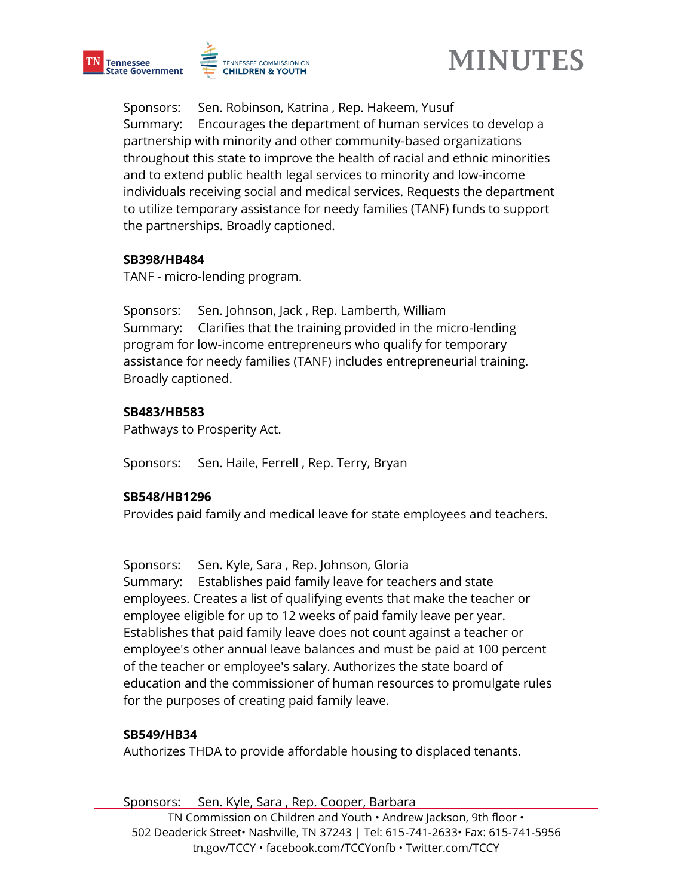Sponsors: Sen. Robinson, Katrina , Rep. Hakeem, Yusuf

Summary: Encourages the department of human services to develop a partnership with minority and other community-based organizations throughout this state to improve the health of racial and ethnic minorities and to extend public health legal services to minority and low-income individuals receiving social and medical services. Requests the department to utilize temporary assistance for needy families (TANF) funds to support the partnerships. Broadly captioned.

**SB398/HB484**

TANF - micro-lending program.

Sponsors: Sen. Johnson, Jack , Rep. Lamberth, William

Summary: Clarifies that the training provided in the micro-lending program for low-income entrepreneurs who qualify for temporary assistance for needy families (TANF) includes entrepreneurial training. Broadly captioned.

**SB483/HB583**

Pathways to Prosperity Act.

Sponsors: Sen. Haile, Ferrell , Rep. Terry, Bryan

**SB548/HB1296**

Provides paid family and medical leave for state employees and teachers.

Sponsors: Sen. Kyle, Sara , Rep. Johnson, Gloria

Summary: Establishes paid family leave for teachers and state employees. Creates a list of qualifying events that make the teacher or employee eligible for up to 12 weeks of paid family leave per year. Establishes that paid family leave does not count against a teacher or employee's other annual leave balances and must be paid at 100 percent of the teacher or employee's salary. Authorizes the state board of education and the commissioner of human resources to promulgate rules for the purposes of creating paid family leave.

**SB549/HB34**

Authorizes THDA to provide affordable housing to displaced tenants.

Sponsors: Sen. Kyle, Sara , Rep. Cooper, Barbara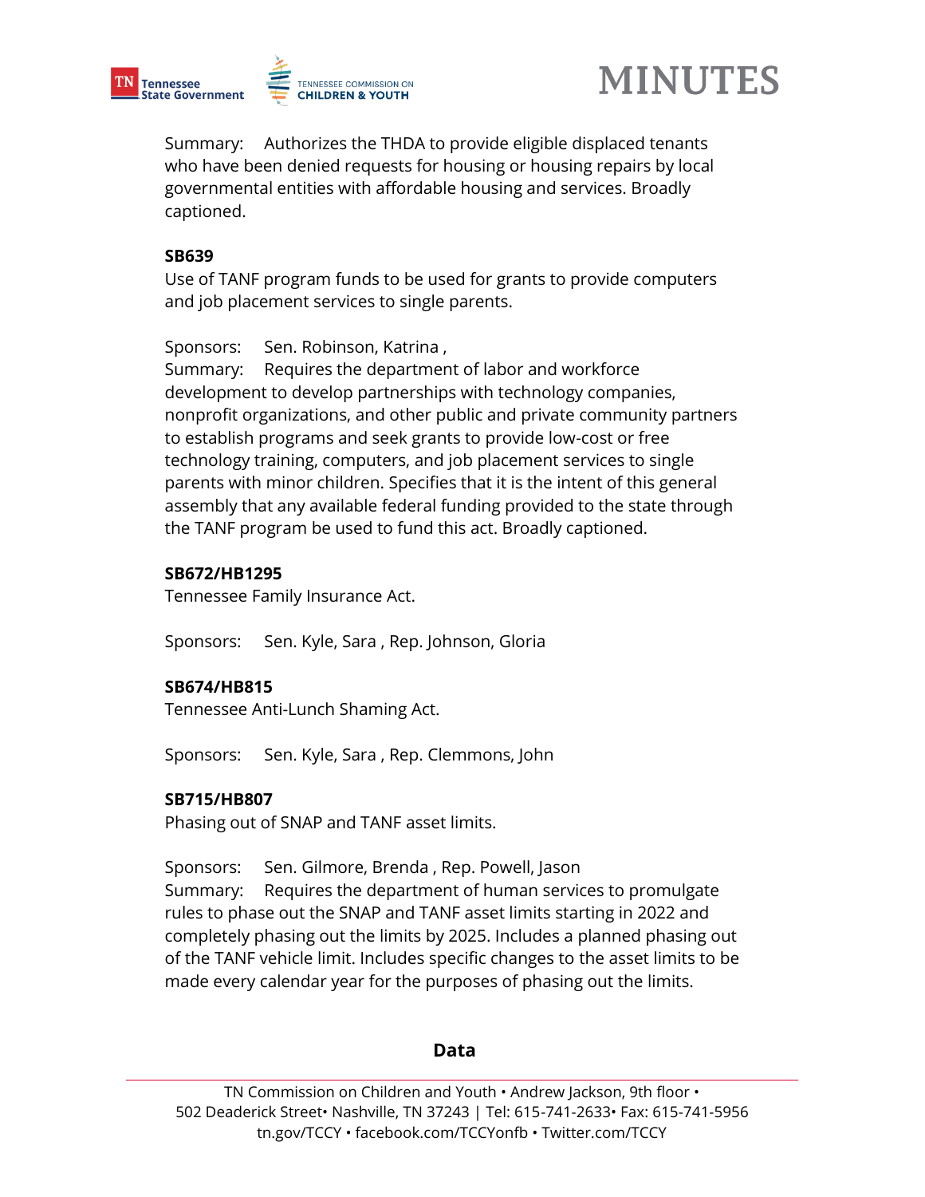Summary: Authorizes the THDA to provide eligible displaced tenants who have been denied requests for housing or housing repairs by local governmental entities with affordable housing and services. Broadly captioned.

**SB639**
Use of TANF program funds to be used for grants to provide computers and job placement services to single parents.

Sponsors: Sen. Robinson, Katrina ,
Summary: Requires the department of labor and workforce development to develop partnerships with technology companies, nonprofit organizations, and other public and private community partners to establish programs and seek grants to provide low-cost or free technology training, computers, and job placement services to single parents with minor children. Specifies that it is the intent of this general assembly that any available federal funding provided to the state through the TANF program be used to fund this act. Broadly captioned.

**SB672/HB1295**
Tennessee Family Insurance Act.

Sponsors: Sen. Kyle, Sara , Rep. Johnson, Gloria

**SB674/HB815**
Tennessee Anti-Lunch Shaming Act.

Sponsors: Sen. Kyle, Sara , Rep. Clemmons, John

**SB715/HB807**
Phasing out of SNAP and TANF asset limits.

Sponsors: Sen. Gilmore, Brenda , Rep. Powell, Jason
Summary: Requires the department of human services to promulgate rules to phase out the SNAP and TANF asset limits starting in 2022 and completely phasing out the limits by 2025. Includes a planned phasing out of the TANF vehicle limit. Includes specific changes to the asset limits to be made every calendar year for the purposes of phasing out the limits.

## Data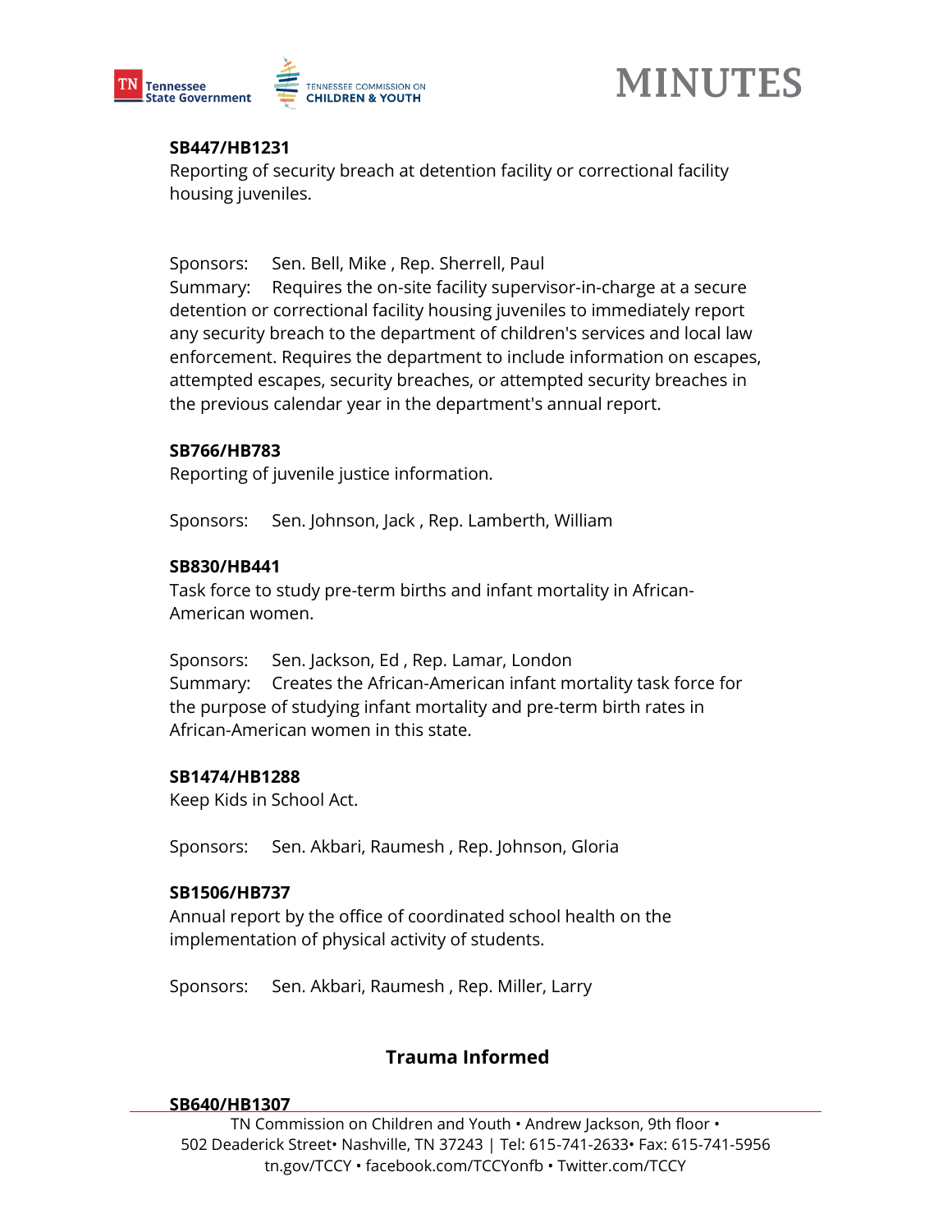**SB447/HB1231**
Reporting of security breach at detention facility or correctional facility housing juveniles.

Sponsors: Sen. Bell, Mike , Rep. Sherrell, Paul
Summary: Requires the on-site facility supervisor-in-charge at a secure detention or correctional facility housing juveniles to immediately report any security breach to the department of children's services and local law enforcement. Requires the department to include information on escapes, attempted escapes, security breaches, or attempted security breaches in the previous calendar year in the department's annual report.

**SB766/HB783**
Reporting of juvenile justice information.

Sponsors: Sen. Johnson, Jack , Rep. Lamberth, William

**SB830/HB441**
Task force to study pre-term births and infant mortality in African-American women.

Sponsors: Sen. Jackson, Ed , Rep. Lamar, London
Summary: Creates the African-American infant mortality task force for the purpose of studying infant mortality and pre-term birth rates in African-American women in this state.

**SB1474/HB1288**
Keep Kids in School Act.

Sponsors: Sen. Akbari, Raumesh , Rep. Johnson, Gloria

**SB1506/HB737**
Annual report by the office of coordinated school health on the implementation of physical activity of students.

Sponsors: Sen. Akbari, Raumesh , Rep. Miller, Larry

## Trauma Informed

**SB640/HB1307**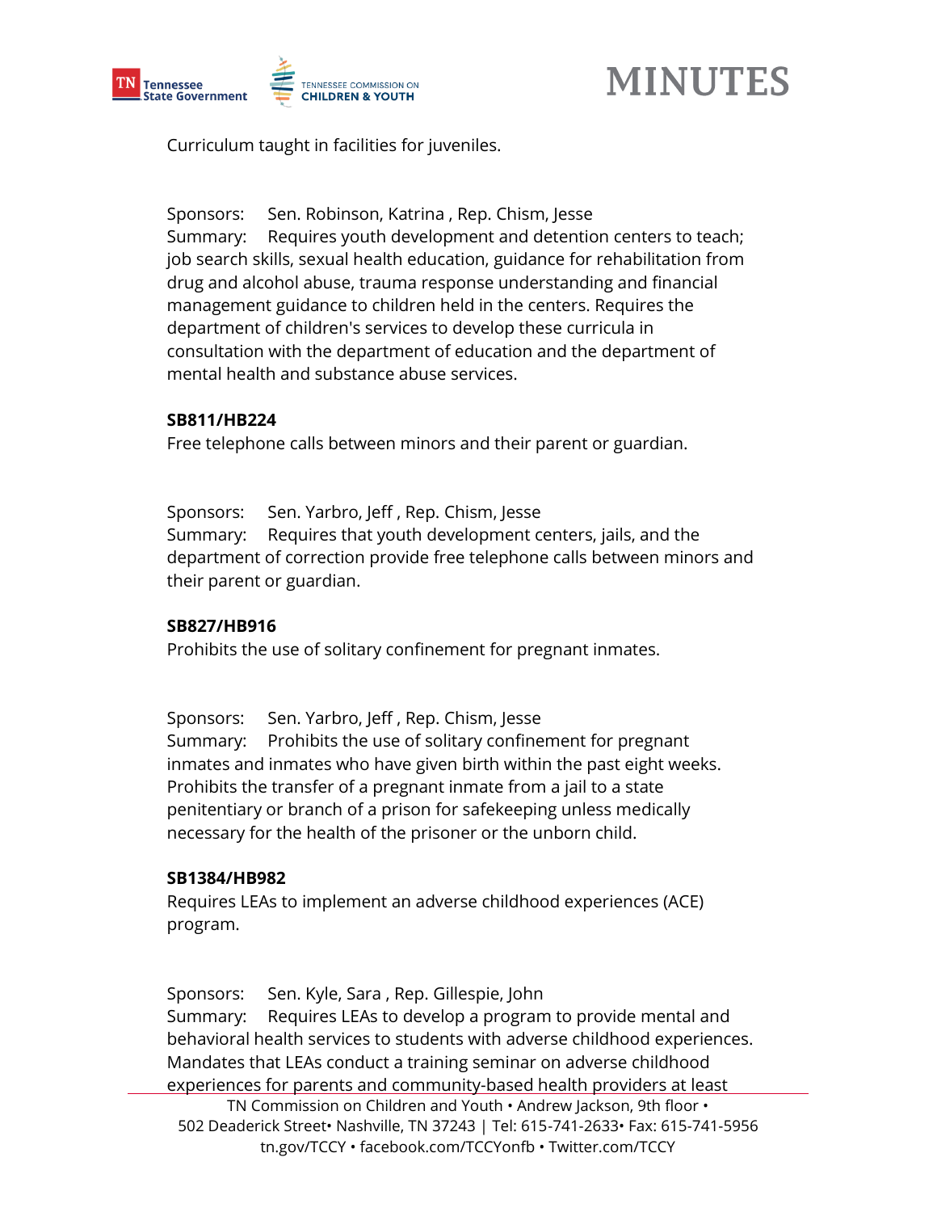Curriculum taught in facilities for juveniles.

Sponsors: Sen. Robinson, Katrina , Rep. Chism, Jesse
Summary: Requires youth development and detention centers to teach; job search skills, sexual health education, guidance for rehabilitation from drug and alcohol abuse, trauma response understanding and financial management guidance to children held in the centers. Requires the department of children's services to develop these curricula in consultation with the department of education and the department of mental health and substance abuse services.

**SB811/HB224**
Free telephone calls between minors and their parent or guardian.

Sponsors: Sen. Yarbro, Jeff , Rep. Chism, Jesse
Summary: Requires that youth development centers, jails, and the department of correction provide free telephone calls between minors and their parent or guardian.

**SB827/HB916**
Prohibits the use of solitary confinement for pregnant inmates.

Sponsors: Sen. Yarbro, Jeff , Rep. Chism, Jesse
Summary: Prohibits the use of solitary confinement for pregnant inmates and inmates who have given birth within the past eight weeks. Prohibits the transfer of a pregnant inmate from a jail to a state penitentiary or branch of a prison for safekeeping unless medically necessary for the health of the prisoner or the unborn child.

**SB1384/HB982**
Requires LEAs to implement an adverse childhood experiences (ACE) program.

Sponsors: Sen. Kyle, Sara , Rep. Gillespie, John
Summary: Requires LEAs to develop a program to provide mental and behavioral health services to students with adverse childhood experiences. Mandates that LEAs conduct a training seminar on adverse childhood experiences for parents and community-based health providers at least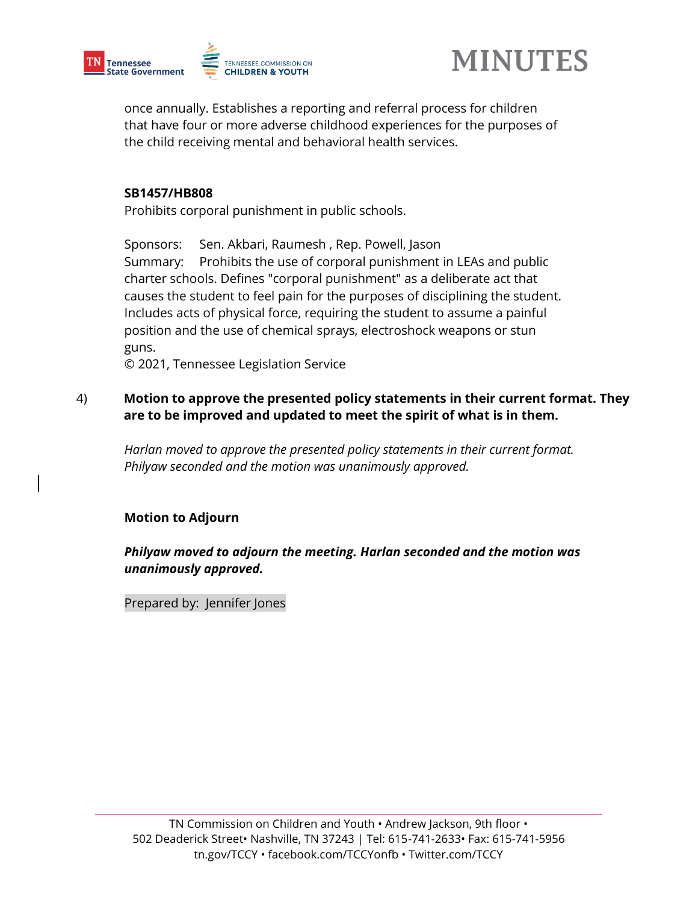once annually. Establishes a reporting and referral process for children that have four or more adverse childhood experiences for the purposes of the child receiving mental and behavioral health services.

**SB1457/HB808**
Prohibits corporal punishment in public schools.

Sponsors: Sen. Akbari, Raumesh , Rep. Powell, Jason
Summary: Prohibits the use of corporal punishment in LEAs and public charter schools. Defines "corporal punishment" as a deliberate act that causes the student to feel pain for the purposes of disciplining the student. Includes acts of physical force, requiring the student to assume a painful position and the use of chemical sprays, electroshock weapons or stun guns.
© 2021, Tennessee Legislation Service

4) **Motion to approve the presented policy statements in their current format. They are to be improved and updated to meet the spirit of what is in them.**

*Harlan moved to approve the presented policy statements in their current format. Philyaw seconded and the motion was unanimously approved.*

**Motion to Adjourn**

***Philyaw moved to adjourn the meeting. Harlan seconded and the motion was unanimously approved.***

Prepared by: Jennifer Jones